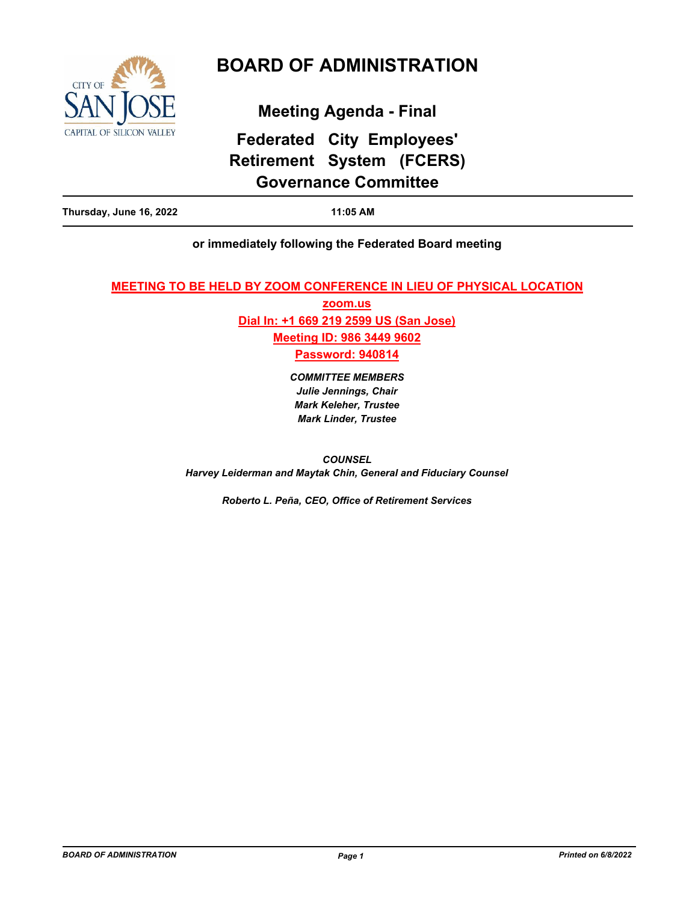# BOARD OF ADMINISTRATION

## Meeting Agenda - Final

## Federated City Employees' Retirement System (FCERS) Governance Committee

**Thursday, June 16, 2022** **11:05 AM**

**or immediately following the Federated Board meeting**

**MEETING TO BE HELD BY ZOOM CONFERENCE IN LIEU OF PHYSICAL LOCATION**

**zoom.us**

**Dial In: +1 669 219 2599 US (San Jose)**

**Meeting ID: 986 3449 9602**

**Password: 940814**

***COMMITTEE MEMBERS***
***Julie Jennings, Chair***
***Mark Keleher, Trustee***
***Mark Linder, Trustee***

***COUNSEL***
***Harvey Leiderman and Maytak Chin, General and Fiduciary Counsel***

***Roberto L. Peña, CEO, Office of Retirement Services***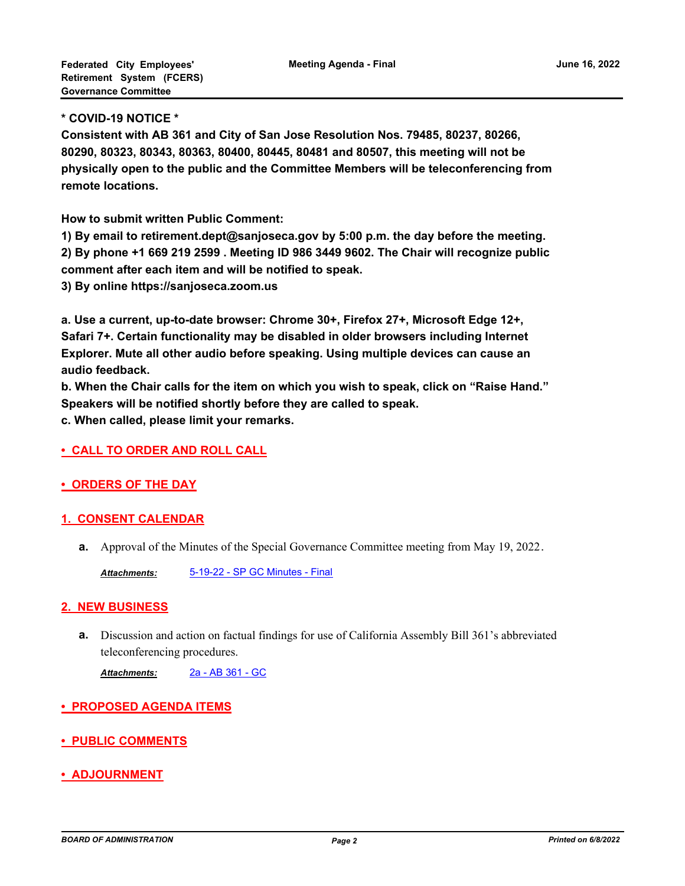**\* COVID-19 NOTICE \***

**Consistent with AB 361 and City of San Jose Resolution Nos. 79485, 80237, 80266, 80290, 80323, 80343, 80363, 80400, 80445, 80481 and 80507, this meeting will not be physically open to the public and the Committee Members will be teleconferencing from remote locations.**

**How to submit written Public Comment:**

**1) By email to retirement.dept@sanjoseca.gov by 5:00 p.m. the day before the meeting.**

**2) By phone +1 669 219 2599 . Meeting ID 986 3449 9602. The Chair will recognize public comment after each item and will be notified to speak.**

**3) By online https://sanjoseca.zoom.us**

**a. Use a current, up-to-date browser: Chrome 30+, Firefox 27+, Microsoft Edge 12+, Safari 7+. Certain functionality may be disabled in older browsers including Internet Explorer. Mute all other audio before speaking. Using multiple devices can cause an audio feedback.**

**b. When the Chair calls for the item on which you wish to speak, click on “Raise Hand.” Speakers will be notified shortly before they are called to speak.**

**c. When called, please limit your remarks.**

## • CALL TO ORDER AND ROLL CALL

## • ORDERS OF THE DAY

## 1. CONSENT CALENDAR

**a.** Approval of the Minutes of the Special Governance Committee meeting from May 19, 2022.

*Attachments:* 5-19-22 - SP GC Minutes - Final

## 2. NEW BUSINESS

**a.** Discussion and action on factual findings for use of California Assembly Bill 361’s abbreviated teleconferencing procedures.

*Attachments:* 2a - AB 361 - GC

## • PROPOSED AGENDA ITEMS

## • PUBLIC COMMENTS

## • ADJOURNMENT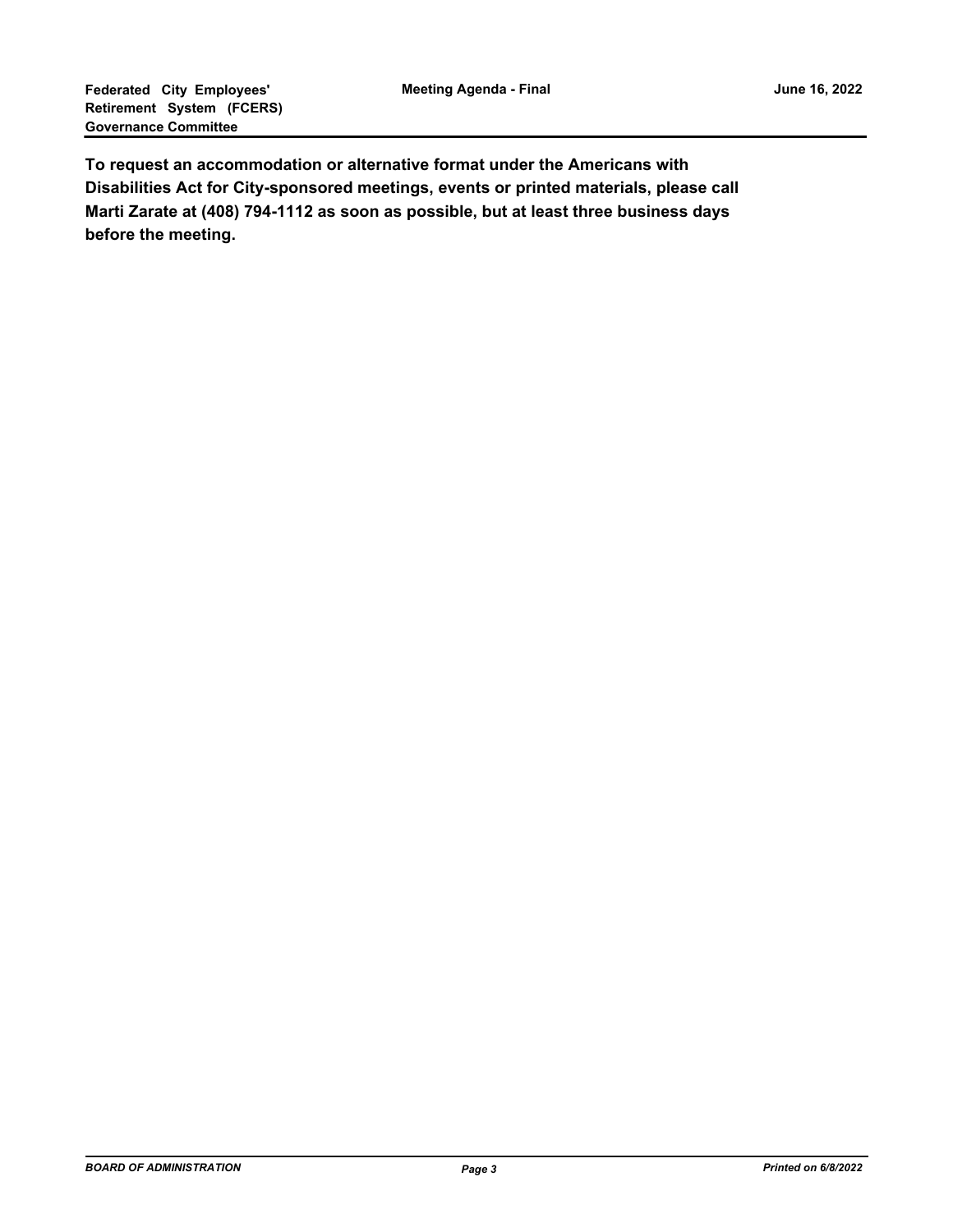**To request an accommodation or alternative format under the Americans with Disabilities Act for City-sponsored meetings, events or printed materials, please call Marti Zarate at (408) 794-1112 as soon as possible, but at least three business days before the meeting.**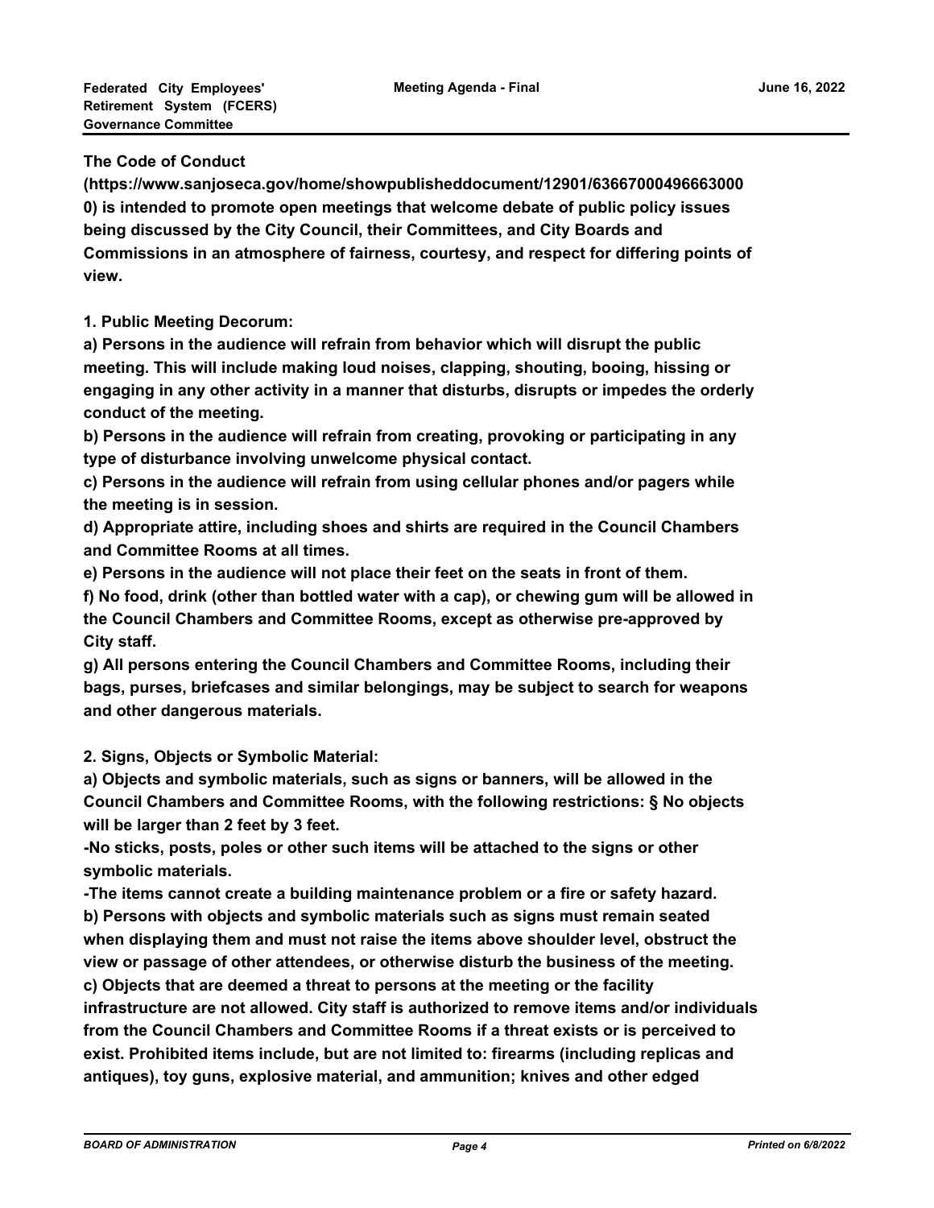**The Code of Conduct (https://www.sanjoseca.gov/home/showpublisheddocument/12901/636670004966630000) is intended to promote open meetings that welcome debate of public policy issues being discussed by the City Council, their Committees, and City Boards and Commissions in an atmosphere of fairness, courtesy, and respect for differing points of view.**

**1. Public Meeting Decorum:**

**a) Persons in the audience will refrain from behavior which will disrupt the public meeting. This will include making loud noises, clapping, shouting, booing, hissing or engaging in any other activity in a manner that disturbs, disrupts or impedes the orderly conduct of the meeting.**

**b) Persons in the audience will refrain from creating, provoking or participating in any type of disturbance involving unwelcome physical contact.**

**c) Persons in the audience will refrain from using cellular phones and/or pagers while the meeting is in session.**

**d) Appropriate attire, including shoes and shirts are required in the Council Chambers and Committee Rooms at all times.**

**e) Persons in the audience will not place their feet on the seats in front of them.**

**f) No food, drink (other than bottled water with a cap), or chewing gum will be allowed in the Council Chambers and Committee Rooms, except as otherwise pre-approved by City staff.**

**g) All persons entering the Council Chambers and Committee Rooms, including their bags, purses, briefcases and similar belongings, may be subject to search for weapons and other dangerous materials.**

**2. Signs, Objects or Symbolic Material:**

**a) Objects and symbolic materials, such as signs or banners, will be allowed in the Council Chambers and Committee Rooms, with the following restrictions: § No objects will be larger than 2 feet by 3 feet.**

**-No sticks, posts, poles or other such items will be attached to the signs or other symbolic materials.**

**-The items cannot create a building maintenance problem or a fire or safety hazard.**

**b) Persons with objects and symbolic materials such as signs must remain seated when displaying them and must not raise the items above shoulder level, obstruct the view or passage of other attendees, or otherwise disturb the business of the meeting.**

**c) Objects that are deemed a threat to persons at the meeting or the facility infrastructure are not allowed. City staff is authorized to remove items and/or individuals from the Council Chambers and Committee Rooms if a threat exists or is perceived to exist. Prohibited items include, but are not limited to: firearms (including replicas and antiques), toy guns, explosive material, and ammunition; knives and other edged**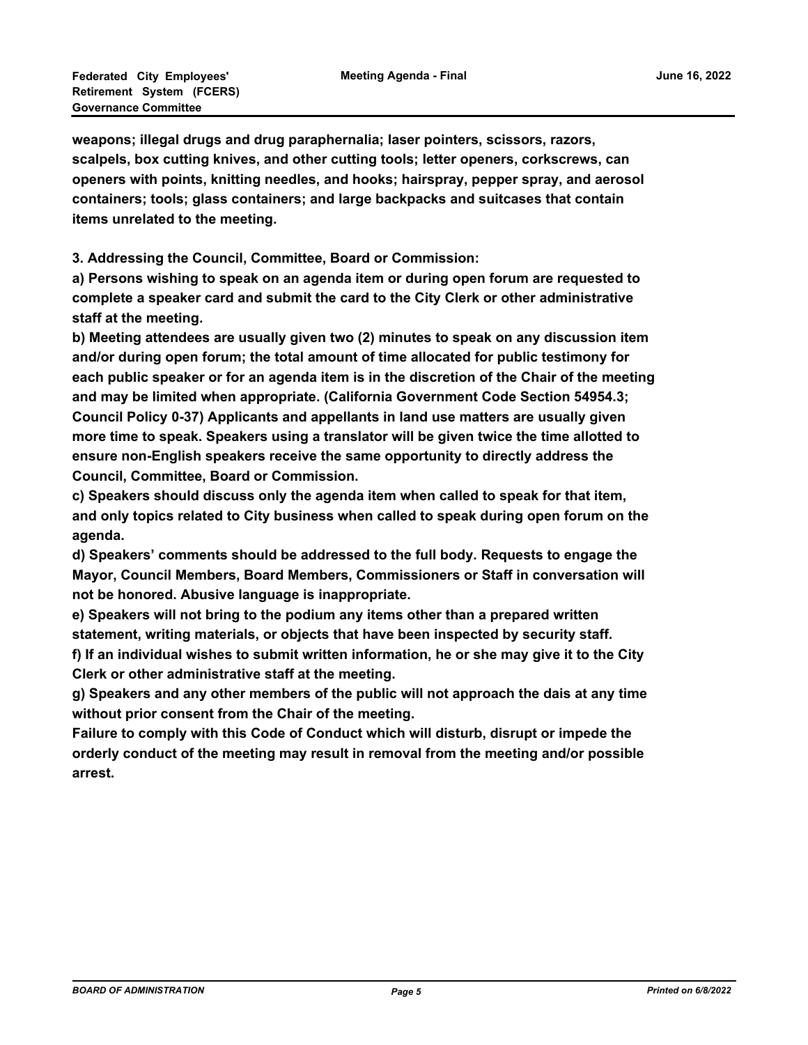**weapons; illegal drugs and drug paraphernalia; laser pointers, scissors, razors, scalpels, box cutting knives, and other cutting tools; letter openers, corkscrews, can openers with points, knitting needles, and hooks; hairspray, pepper spray, and aerosol containers; tools; glass containers; and large backpacks and suitcases that contain items unrelated to the meeting.**

**3. Addressing the Council, Committee, Board or Commission:**

**a) Persons wishing to speak on an agenda item or during open forum are requested to complete a speaker card and submit the card to the City Clerk or other administrative staff at the meeting.**

**b) Meeting attendees are usually given two (2) minutes to speak on any discussion item and/or during open forum; the total amount of time allocated for public testimony for each public speaker or for an agenda item is in the discretion of the Chair of the meeting and may be limited when appropriate. (California Government Code Section 54954.3; Council Policy 0-37) Applicants and appellants in land use matters are usually given more time to speak. Speakers using a translator will be given twice the time allotted to ensure non-English speakers receive the same opportunity to directly address the Council, Committee, Board or Commission.**

**c) Speakers should discuss only the agenda item when called to speak for that item, and only topics related to City business when called to speak during open forum on the agenda.**

**d) Speakers' comments should be addressed to the full body. Requests to engage the Mayor, Council Members, Board Members, Commissioners or Staff in conversation will not be honored. Abusive language is inappropriate.**

**e) Speakers will not bring to the podium any items other than a prepared written statement, writing materials, or objects that have been inspected by security staff.**

**f) If an individual wishes to submit written information, he or she may give it to the City Clerk or other administrative staff at the meeting.**

**g) Speakers and any other members of the public will not approach the dais at any time without prior consent from the Chair of the meeting.**

**Failure to comply with this Code of Conduct which will disturb, disrupt or impede the orderly conduct of the meeting may result in removal from the meeting and/or possible arrest.**